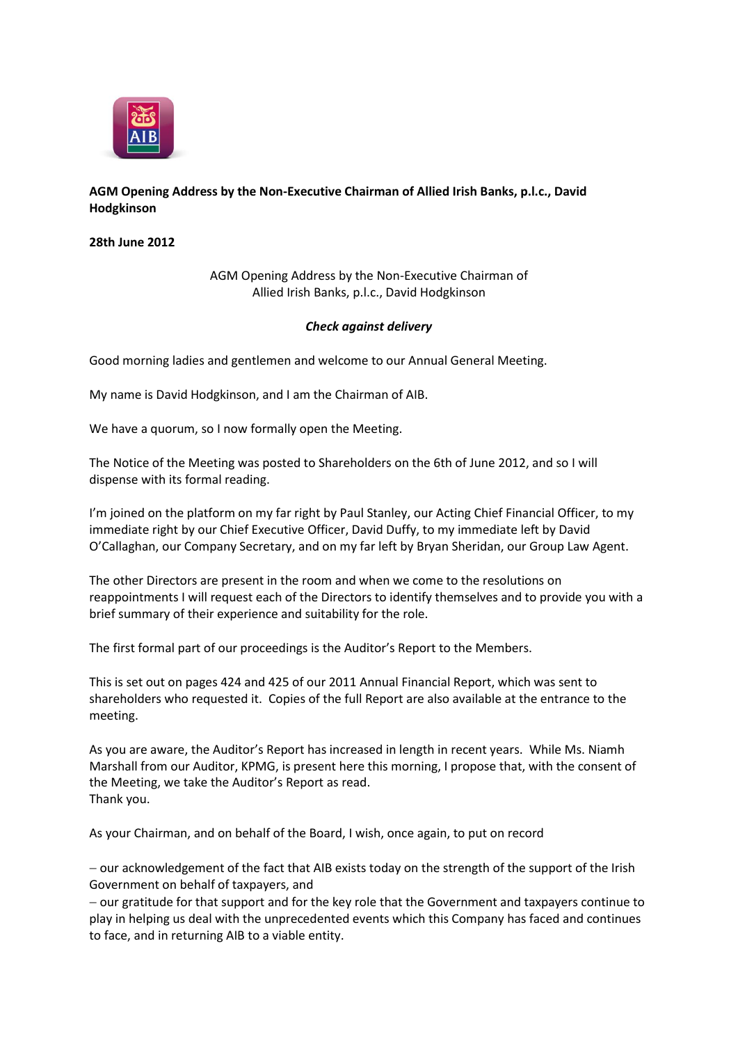**AGM Opening Address by the Non-Executive Chairman of Allied Irish Banks, p.l.c., David Hodgkinson**

**28th June 2012**

AGM Opening Address by the Non-Executive Chairman of Allied Irish Banks, p.l.c., David Hodgkinson

***Check against delivery***

Good morning ladies and gentlemen and welcome to our Annual General Meeting.

My name is David Hodgkinson, and I am the Chairman of AIB.

We have a quorum, so I now formally open the Meeting.

The Notice of the Meeting was posted to Shareholders on the 6th of June 2012, and so I will dispense with its formal reading.

I'm joined on the platform on my far right by Paul Stanley, our Acting Chief Financial Officer, to my immediate right by our Chief Executive Officer, David Duffy, to my immediate left by David O'Callaghan, our Company Secretary, and on my far left by Bryan Sheridan, our Group Law Agent.

The other Directors are present in the room and when we come to the resolutions on reappointments I will request each of the Directors to identify themselves and to provide you with a brief summary of their experience and suitability for the role.

The first formal part of our proceedings is the Auditor's Report to the Members.

This is set out on pages 424 and 425 of our 2011 Annual Financial Report, which was sent to shareholders who requested it. Copies of the full Report are also available at the entrance to the meeting.

As you are aware, the Auditor's Report has increased in length in recent years. While Ms. Niamh Marshall from our Auditor, KPMG, is present here this morning, I propose that, with the consent of the Meeting, we take the Auditor's Report as read.
Thank you.

As your Chairman, and on behalf of the Board, I wish, once again, to put on record

– our acknowledgement of the fact that AIB exists today on the strength of the support of the Irish Government on behalf of taxpayers, and
– our gratitude for that support and for the key role that the Government and taxpayers continue to play in helping us deal with the unprecedented events which this Company has faced and continues to face, and in returning AIB to a viable entity.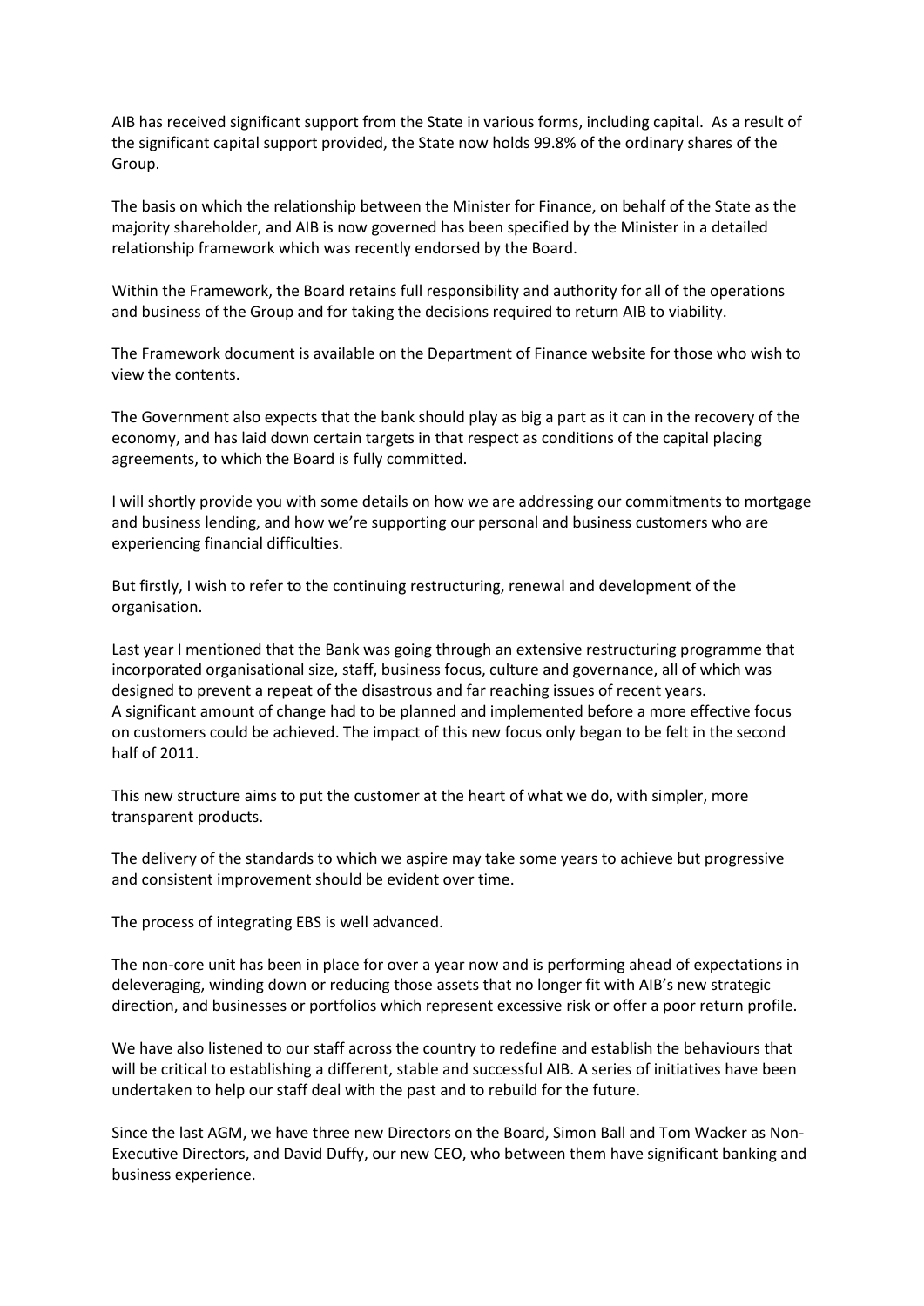AIB has received significant support from the State in various forms, including capital. As a result of the significant capital support provided, the State now holds 99.8% of the ordinary shares of the Group.

The basis on which the relationship between the Minister for Finance, on behalf of the State as the majority shareholder, and AIB is now governed has been specified by the Minister in a detailed relationship framework which was recently endorsed by the Board.

Within the Framework, the Board retains full responsibility and authority for all of the operations and business of the Group and for taking the decisions required to return AIB to viability.

The Framework document is available on the Department of Finance website for those who wish to view the contents.

The Government also expects that the bank should play as big a part as it can in the recovery of the economy, and has laid down certain targets in that respect as conditions of the capital placing agreements, to which the Board is fully committed.

I will shortly provide you with some details on how we are addressing our commitments to mortgage and business lending, and how we're supporting our personal and business customers who are experiencing financial difficulties.

But firstly, I wish to refer to the continuing restructuring, renewal and development of the organisation.

Last year I mentioned that the Bank was going through an extensive restructuring programme that incorporated organisational size, staff, business focus, culture and governance, all of which was designed to prevent a repeat of the disastrous and far reaching issues of recent years. A significant amount of change had to be planned and implemented before a more effective focus on customers could be achieved. The impact of this new focus only began to be felt in the second half of 2011.

This new structure aims to put the customer at the heart of what we do, with simpler, more transparent products.

The delivery of the standards to which we aspire may take some years to achieve but progressive and consistent improvement should be evident over time.

The process of integrating EBS is well advanced.

The non-core unit has been in place for over a year now and is performing ahead of expectations in deleveraging, winding down or reducing those assets that no longer fit with AIB's new strategic direction, and businesses or portfolios which represent excessive risk or offer a poor return profile.

We have also listened to our staff across the country to redefine and establish the behaviours that will be critical to establishing a different, stable and successful AIB. A series of initiatives have been undertaken to help our staff deal with the past and to rebuild for the future.

Since the last AGM, we have three new Directors on the Board, Simon Ball and Tom Wacker as Non-Executive Directors, and David Duffy, our new CEO, who between them have significant banking and business experience.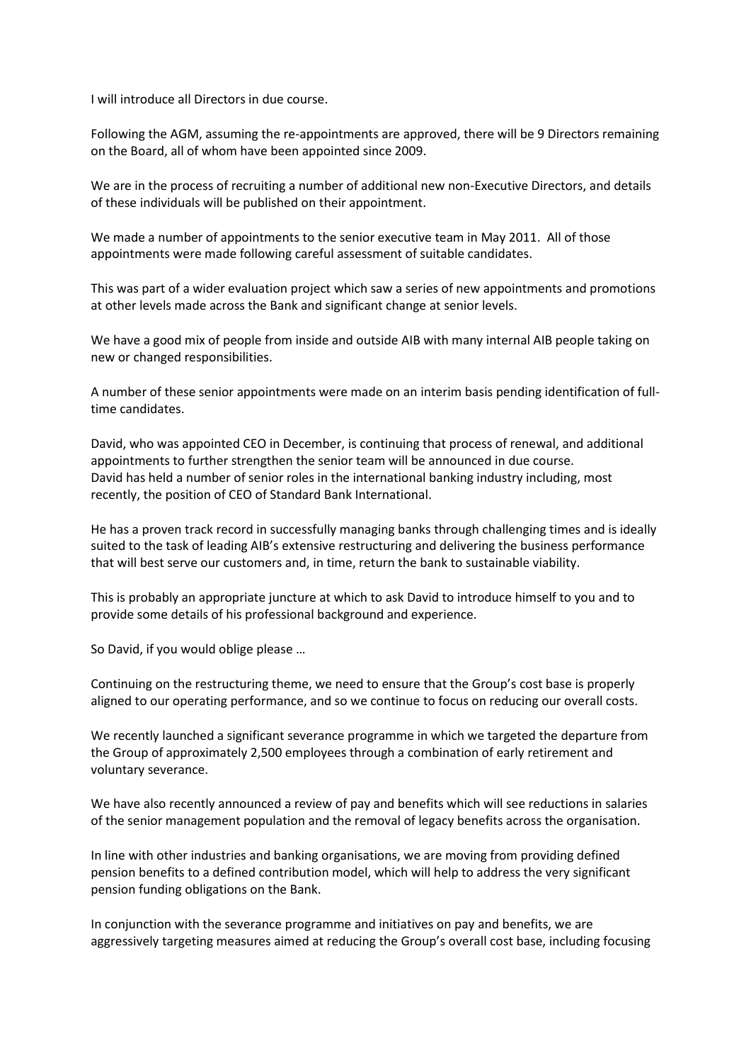I will introduce all Directors in due course.

Following the AGM, assuming the re-appointments are approved, there will be 9 Directors remaining on the Board, all of whom have been appointed since 2009.

We are in the process of recruiting a number of additional new non-Executive Directors, and details of these individuals will be published on their appointment.

We made a number of appointments to the senior executive team in May 2011. All of those appointments were made following careful assessment of suitable candidates.

This was part of a wider evaluation project which saw a series of new appointments and promotions at other levels made across the Bank and significant change at senior levels.

We have a good mix of people from inside and outside AIB with many internal AIB people taking on new or changed responsibilities.

A number of these senior appointments were made on an interim basis pending identification of full-time candidates.

David, who was appointed CEO in December, is continuing that process of renewal, and additional appointments to further strengthen the senior team will be announced in due course.
David has held a number of senior roles in the international banking industry including, most recently, the position of CEO of Standard Bank International.

He has a proven track record in successfully managing banks through challenging times and is ideally suited to the task of leading AIB's extensive restructuring and delivering the business performance that will best serve our customers and, in time, return the bank to sustainable viability.

This is probably an appropriate juncture at which to ask David to introduce himself to you and to provide some details of his professional background and experience.

So David, if you would oblige please …

Continuing on the restructuring theme, we need to ensure that the Group's cost base is properly aligned to our operating performance, and so we continue to focus on reducing our overall costs.

We recently launched a significant severance programme in which we targeted the departure from the Group of approximately 2,500 employees through a combination of early retirement and voluntary severance.

We have also recently announced a review of pay and benefits which will see reductions in salaries of the senior management population and the removal of legacy benefits across the organisation.

In line with other industries and banking organisations, we are moving from providing defined pension benefits to a defined contribution model, which will help to address the very significant pension funding obligations on the Bank.

In conjunction with the severance programme and initiatives on pay and benefits, we are aggressively targeting measures aimed at reducing the Group's overall cost base, including focusing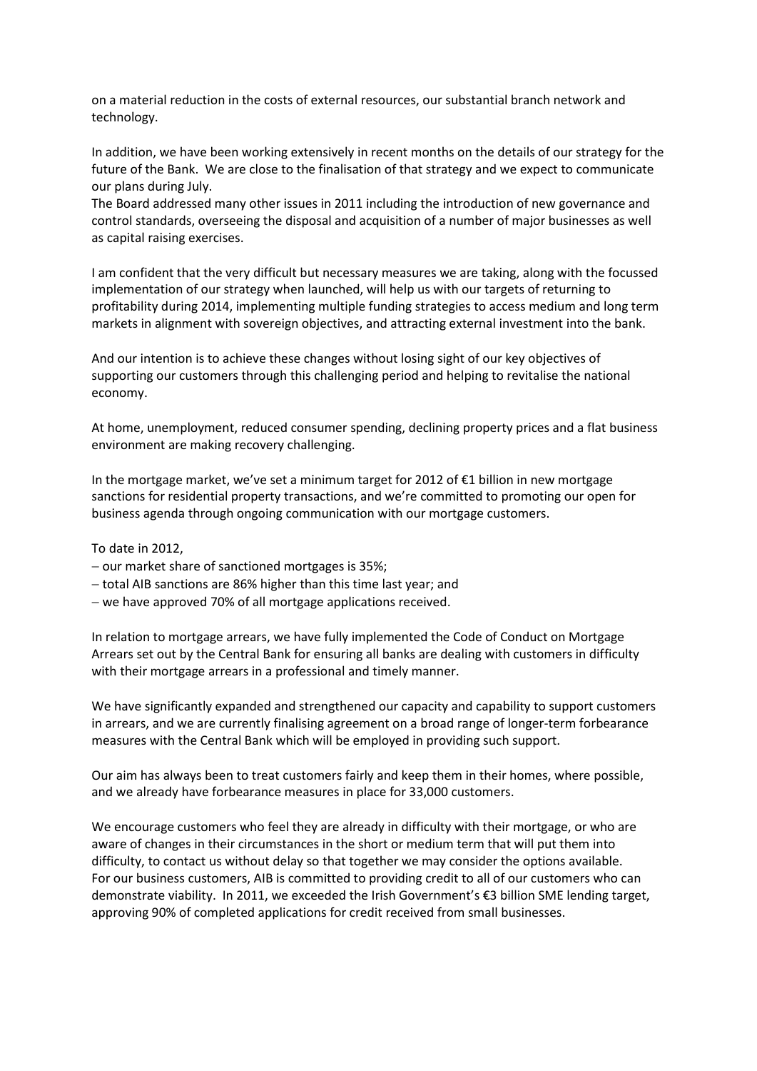on a material reduction in the costs of external resources, our substantial branch network and technology.

In addition, we have been working extensively in recent months on the details of our strategy for the future of the Bank. We are close to the finalisation of that strategy and we expect to communicate our plans during July.

The Board addressed many other issues in 2011 including the introduction of new governance and control standards, overseeing the disposal and acquisition of a number of major businesses as well as capital raising exercises.

I am confident that the very difficult but necessary measures we are taking, along with the focussed implementation of our strategy when launched, will help us with our targets of returning to profitability during 2014, implementing multiple funding strategies to access medium and long term markets in alignment with sovereign objectives, and attracting external investment into the bank.

And our intention is to achieve these changes without losing sight of our key objectives of supporting our customers through this challenging period and helping to revitalise the national economy.

At home, unemployment, reduced consumer spending, declining property prices and a flat business environment are making recovery challenging.

In the mortgage market, we've set a minimum target for 2012 of €1 billion in new mortgage sanctions for residential property transactions, and we're committed to promoting our open for business agenda through ongoing communication with our mortgage customers.

To date in 2012,

- our market share of sanctioned mortgages is 35%;
- total AIB sanctions are 86% higher than this time last year; and
- we have approved 70% of all mortgage applications received.

In relation to mortgage arrears, we have fully implemented the Code of Conduct on Mortgage Arrears set out by the Central Bank for ensuring all banks are dealing with customers in difficulty with their mortgage arrears in a professional and timely manner.

We have significantly expanded and strengthened our capacity and capability to support customers in arrears, and we are currently finalising agreement on a broad range of longer-term forbearance measures with the Central Bank which will be employed in providing such support.

Our aim has always been to treat customers fairly and keep them in their homes, where possible, and we already have forbearance measures in place for 33,000 customers.

We encourage customers who feel they are already in difficulty with their mortgage, or who are aware of changes in their circumstances in the short or medium term that will put them into difficulty, to contact us without delay so that together we may consider the options available.

For our business customers, AIB is committed to providing credit to all of our customers who can demonstrate viability. In 2011, we exceeded the Irish Government's €3 billion SME lending target, approving 90% of completed applications for credit received from small businesses.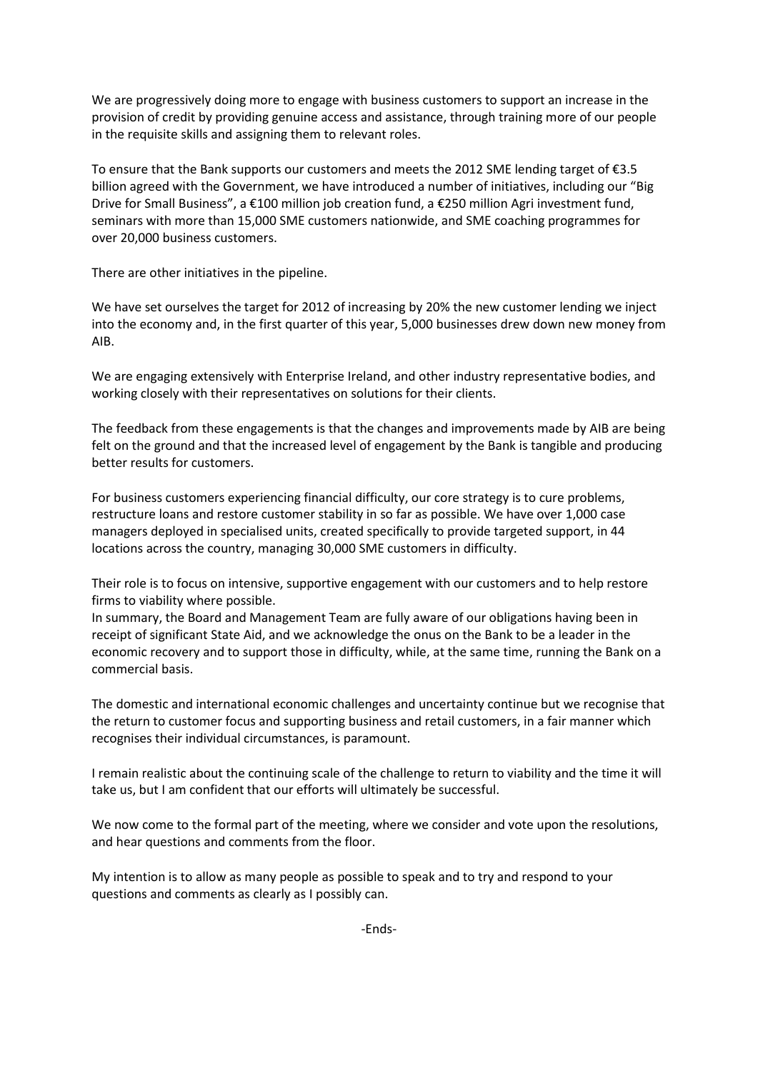We are progressively doing more to engage with business customers to support an increase in the provision of credit by providing genuine access and assistance, through training more of our people in the requisite skills and assigning them to relevant roles.

To ensure that the Bank supports our customers and meets the 2012 SME lending target of €3.5 billion agreed with the Government, we have introduced a number of initiatives, including our "Big Drive for Small Business", a €100 million job creation fund, a €250 million Agri investment fund, seminars with more than 15,000 SME customers nationwide, and SME coaching programmes for over 20,000 business customers.

There are other initiatives in the pipeline.

We have set ourselves the target for 2012 of increasing by 20% the new customer lending we inject into the economy and, in the first quarter of this year, 5,000 businesses drew down new money from AIB.

We are engaging extensively with Enterprise Ireland, and other industry representative bodies, and working closely with their representatives on solutions for their clients.

The feedback from these engagements is that the changes and improvements made by AIB are being felt on the ground and that the increased level of engagement by the Bank is tangible and producing better results for customers.

For business customers experiencing financial difficulty, our core strategy is to cure problems, restructure loans and restore customer stability in so far as possible. We have over 1,000 case managers deployed in specialised units, created specifically to provide targeted support, in 44 locations across the country, managing 30,000 SME customers in difficulty.

Their role is to focus on intensive, supportive engagement with our customers and to help restore firms to viability where possible.

In summary, the Board and Management Team are fully aware of our obligations having been in receipt of significant State Aid, and we acknowledge the onus on the Bank to be a leader in the economic recovery and to support those in difficulty, while, at the same time, running the Bank on a commercial basis.

The domestic and international economic challenges and uncertainty continue but we recognise that the return to customer focus and supporting business and retail customers, in a fair manner which recognises their individual circumstances, is paramount.

I remain realistic about the continuing scale of the challenge to return to viability and the time it will take us, but I am confident that our efforts will ultimately be successful.

We now come to the formal part of the meeting, where we consider and vote upon the resolutions, and hear questions and comments from the floor.

My intention is to allow as many people as possible to speak and to try and respond to your questions and comments as clearly as I possibly can.

-Ends-